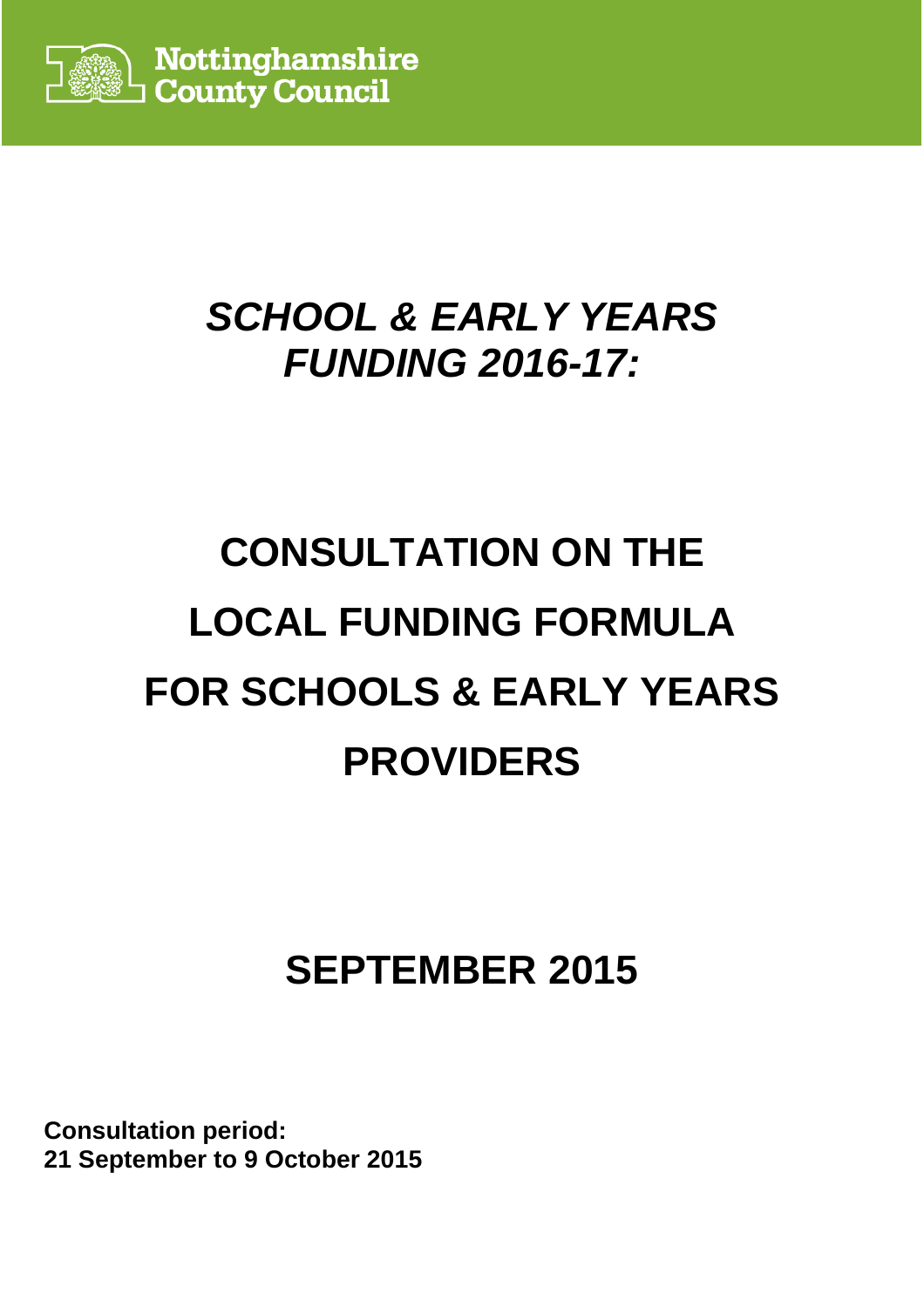Nottinghamshire County Council

# *SCHOOL & EARLY YEARS FUNDING 2016-17:*

# CONSULTATION ON THE LOCAL FUNDING FORMULA FOR SCHOOLS & EARLY YEARS PROVIDERS

## SEPTEMBER 2015

**Consultation period:**
**21 September to 9 October 2015**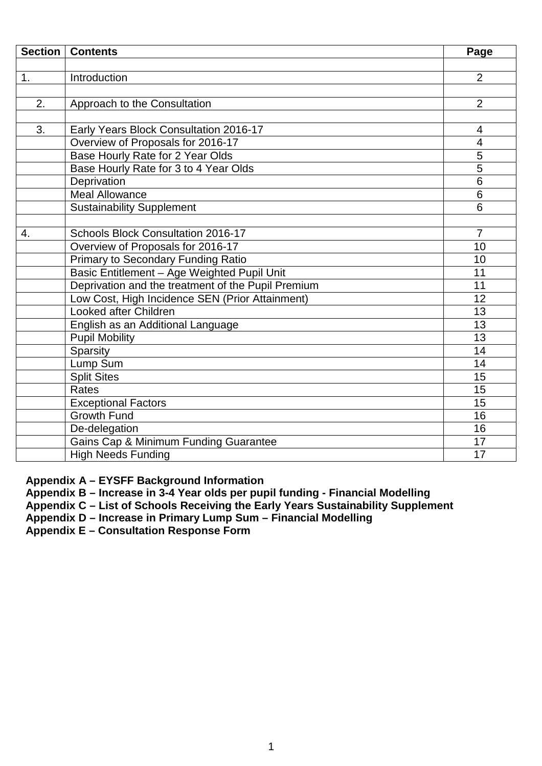| Section | Contents | Page |
|---|---|---|
| | | |
| 1. | Introduction | 2 |
| | | |
| 2. | Approach to the Consultation | 2 |
| | | |
| 3. | Early Years Block Consultation 2016-17 | 4 |
| | Overview of Proposals for 2016-17 | 4 |
| | Base Hourly Rate for 2 Year Olds | 5 |
| | Base Hourly Rate for 3 to 4 Year Olds | 5 |
| | Deprivation | 6 |
| | Meal Allowance | 6 |
| | Sustainability Supplement | 6 |
| | | |
| 4. | Schools Block Consultation 2016-17 | 7 |
| | Overview of Proposals for 2016-17 | 10 |
| | Primary to Secondary Funding Ratio | 10 |
| | Basic Entitlement – Age Weighted Pupil Unit | 11 |
| | Deprivation and the treatment of the Pupil Premium | 11 |
| | Low Cost, High Incidence SEN (Prior Attainment) | 12 |
| | Looked after Children | 13 |
| | English as an Additional Language | 13 |
| | Pupil Mobility | 13 |
| | Sparsity | 14 |
| | Lump Sum | 14 |
| | Split Sites | 15 |
| | Rates | 15 |
| | Exceptional Factors | 15 |
| | Growth Fund | 16 |
| | De-delegation | 16 |
| | Gains Cap & Minimum Funding Guarantee | 17 |
| | High Needs Funding | 17 |

**Appendix A – EYSFF Background Information**
**Appendix B – Increase in 3-4 Year olds per pupil funding - Financial Modelling**
**Appendix C – List of Schools Receiving the Early Years Sustainability Supplement**
**Appendix D – Increase in Primary Lump Sum – Financial Modelling**
**Appendix E – Consultation Response Form**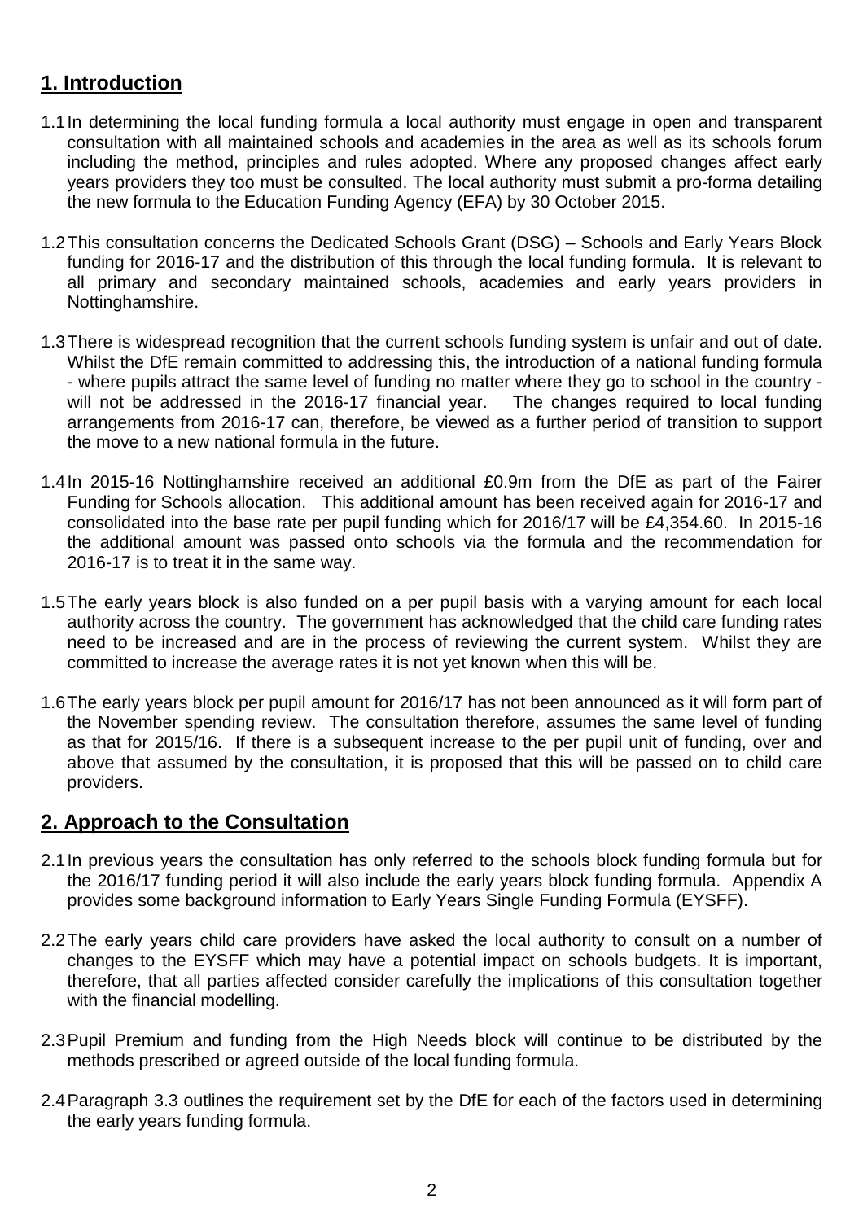## 1. Introduction

1.1 In determining the local funding formula a local authority must engage in open and transparent consultation with all maintained schools and academies in the area as well as its schools forum including the method, principles and rules adopted. Where any proposed changes affect early years providers they too must be consulted. The local authority must submit a pro-forma detailing the new formula to the Education Funding Agency (EFA) by 30 October 2015.

1.2 This consultation concerns the Dedicated Schools Grant (DSG) – Schools and Early Years Block funding for 2016-17 and the distribution of this through the local funding formula. It is relevant to all primary and secondary maintained schools, academies and early years providers in Nottinghamshire.

1.3 There is widespread recognition that the current schools funding system is unfair and out of date. Whilst the DfE remain committed to addressing this, the introduction of a national funding formula - where pupils attract the same level of funding no matter where they go to school in the country - will not be addressed in the 2016-17 financial year. The changes required to local funding arrangements from 2016-17 can, therefore, be viewed as a further period of transition to support the move to a new national formula in the future.

1.4 In 2015-16 Nottinghamshire received an additional £0.9m from the DfE as part of the Fairer Funding for Schools allocation. This additional amount has been received again for 2016-17 and consolidated into the base rate per pupil funding which for 2016/17 will be £4,354.60. In 2015-16 the additional amount was passed onto schools via the formula and the recommendation for 2016-17 is to treat it in the same way.

1.5 The early years block is also funded on a per pupil basis with a varying amount for each local authority across the country. The government has acknowledged that the child care funding rates need to be increased and are in the process of reviewing the current system. Whilst they are committed to increase the average rates it is not yet known when this will be.

1.6 The early years block per pupil amount for 2016/17 has not been announced as it will form part of the November spending review. The consultation therefore, assumes the same level of funding as that for 2015/16. If there is a subsequent increase to the per pupil unit of funding, over and above that assumed by the consultation, it is proposed that this will be passed on to child care providers.

## 2. Approach to the Consultation

2.1 In previous years the consultation has only referred to the schools block funding formula but for the 2016/17 funding period it will also include the early years block funding formula. Appendix A provides some background information to Early Years Single Funding Formula (EYSFF).

2.2 The early years child care providers have asked the local authority to consult on a number of changes to the EYSFF which may have a potential impact on schools budgets. It is important, therefore, that all parties affected consider carefully the implications of this consultation together with the financial modelling.

2.3 Pupil Premium and funding from the High Needs block will continue to be distributed by the methods prescribed or agreed outside of the local funding formula.

2.4 Paragraph 3.3 outlines the requirement set by the DfE for each of the factors used in determining the early years funding formula.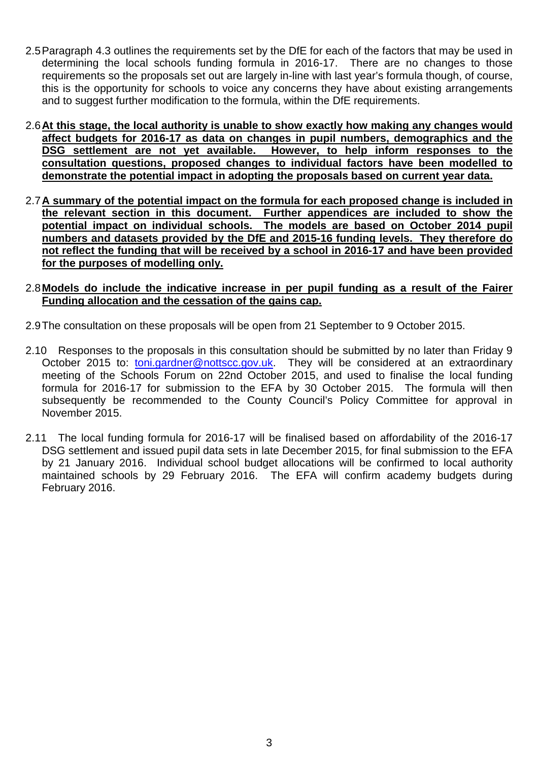2.5 Paragraph 4.3 outlines the requirements set by the DfE for each of the factors that may be used in determining the local schools funding formula in 2016-17. There are no changes to those requirements so the proposals set out are largely in-line with last year's formula though, of course, this is the opportunity for schools to voice any concerns they have about existing arrangements and to suggest further modification to the formula, within the DfE requirements.

2.6 **<u>At this stage, the local authority is unable to show exactly how making any changes would affect budgets for 2016-17 as data on changes in pupil numbers, demographics and the DSG settlement are not yet available. However, to help inform responses to the consultation questions, proposed changes to individual factors have been modelled to demonstrate the potential impact in adopting the proposals based on current year data.</u>**

2.7 **<u>A summary of the potential impact on the formula for each proposed change is included in the relevant section in this document. Further appendices are included to show the potential impact on individual schools. The models are based on October 2014 pupil numbers and datasets provided by the DfE and 2015-16 funding levels. They therefore do not reflect the funding that will be received by a school in 2016-17 and have been provided for the purposes of modelling only.</u>**

2.8 **<u>Models do include the indicative increase in per pupil funding as a result of the Fairer Funding allocation and the cessation of the gains cap.</u>**

2.9 The consultation on these proposals will be open from 21 September to 9 October 2015.

2.10 Responses to the proposals in this consultation should be submitted by no later than Friday 9 October 2015 to: toni.gardner@nottscc.gov.uk. They will be considered at an extraordinary meeting of the Schools Forum on 22nd October 2015, and used to finalise the local funding formula for 2016-17 for submission to the EFA by 30 October 2015. The formula will then subsequently be recommended to the County Council's Policy Committee for approval in November 2015.

2.11 The local funding formula for 2016-17 will be finalised based on affordability of the 2016-17 DSG settlement and issued pupil data sets in late December 2015, for final submission to the EFA by 21 January 2016. Individual school budget allocations will be confirmed to local authority maintained schools by 29 February 2016. The EFA will confirm academy budgets during February 2016.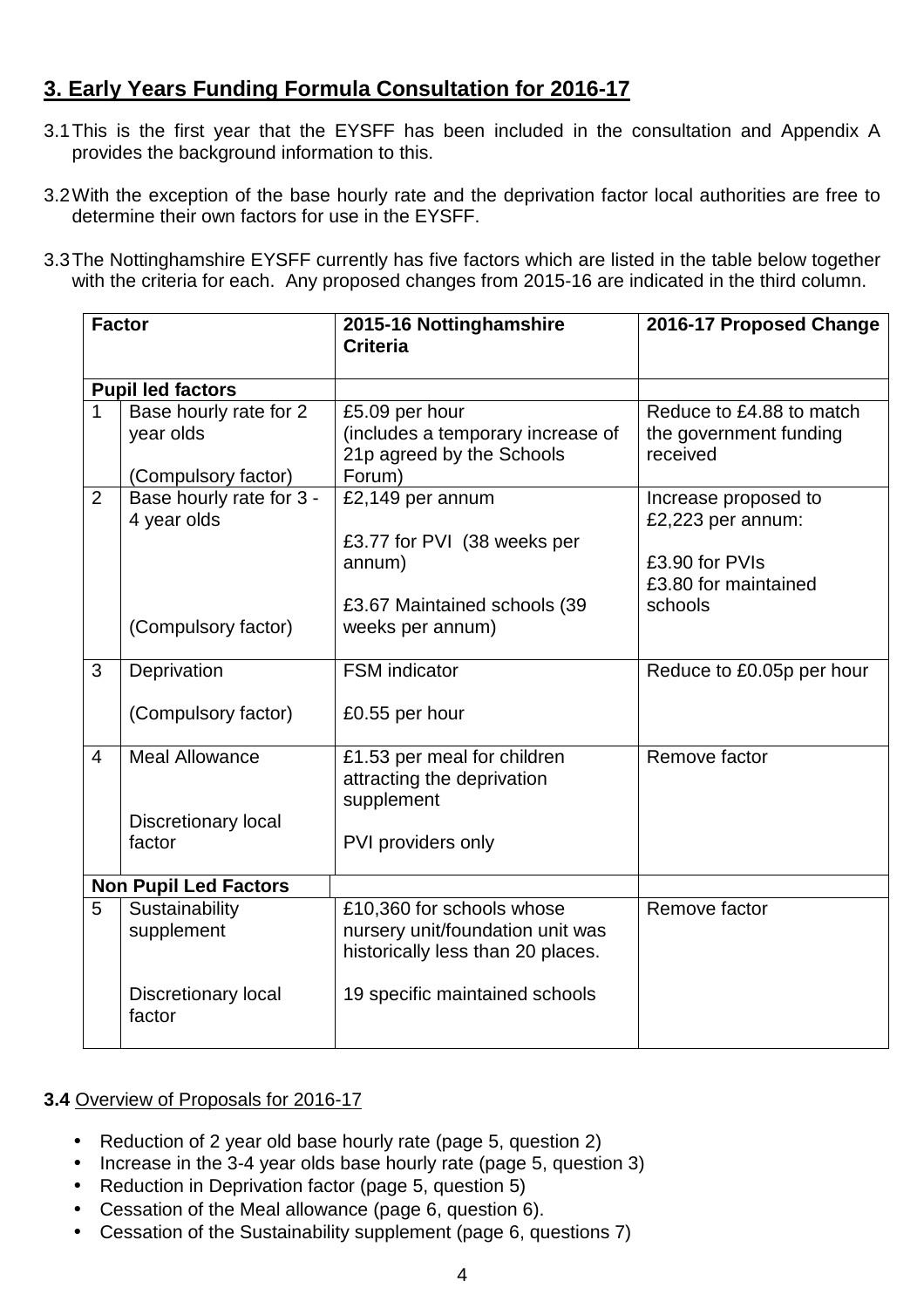## 3. Early Years Funding Formula Consultation for 2016-17

3.1 This is the first year that the EYSFF has been included in the consultation and Appendix A provides the background information to this.

3.2 With the exception of the base hourly rate and the deprivation factor local authorities are free to determine their own factors for use in the EYSFF.

3.3 The Nottinghamshire EYSFF currently has five factors which are listed in the table below together with the criteria for each. Any proposed changes from 2015-16 are indicated in the third column.

| Factor | | 2015-16 Nottinghamshire Criteria | 2016-17 Proposed Change |
|---|---|---|---|
| **Pupil led factors** | | | |
| 1 | Base hourly rate for 2 year olds<br><br>(Compulsory factor) | £5.09 per hour (includes a temporary increase of 21p agreed by the Schools Forum) | Reduce to £4.88 to match the government funding received |
| 2 | Base hourly rate for 3 - 4 year olds<br><br>(Compulsory factor) | £2,149 per annum<br><br>£3.77 for PVI (38 weeks per annum)<br><br>£3.67 Maintained schools (39 weeks per annum) | Increase proposed to £2,223 per annum:<br><br>£3.90 for PVIs<br>£3.80 for maintained schools |
| 3 | Deprivation<br><br>(Compulsory factor) | FSM indicator<br><br>£0.55 per hour | Reduce to £0.05p per hour |
| 4 | Meal Allowance<br><br>Discretionary local factor | £1.53 per meal for children attracting the deprivation supplement<br><br>PVI providers only | Remove factor |
| **Non Pupil Led Factors** | | | |
| 5 | Sustainability supplement<br><br>Discretionary local factor | £10,360 for schools whose nursery unit/foundation unit was historically less than 20 places.<br><br>19 specific maintained schools | Remove factor |

**3.4** Overview of Proposals for 2016-17

- Reduction of 2 year old base hourly rate (page 5, question 2)
- Increase in the 3-4 year olds base hourly rate (page 5, question 3)
- Reduction in Deprivation factor (page 5, question 5)
- Cessation of the Meal allowance (page 6, question 6).
- Cessation of the Sustainability supplement (page 6, questions 7)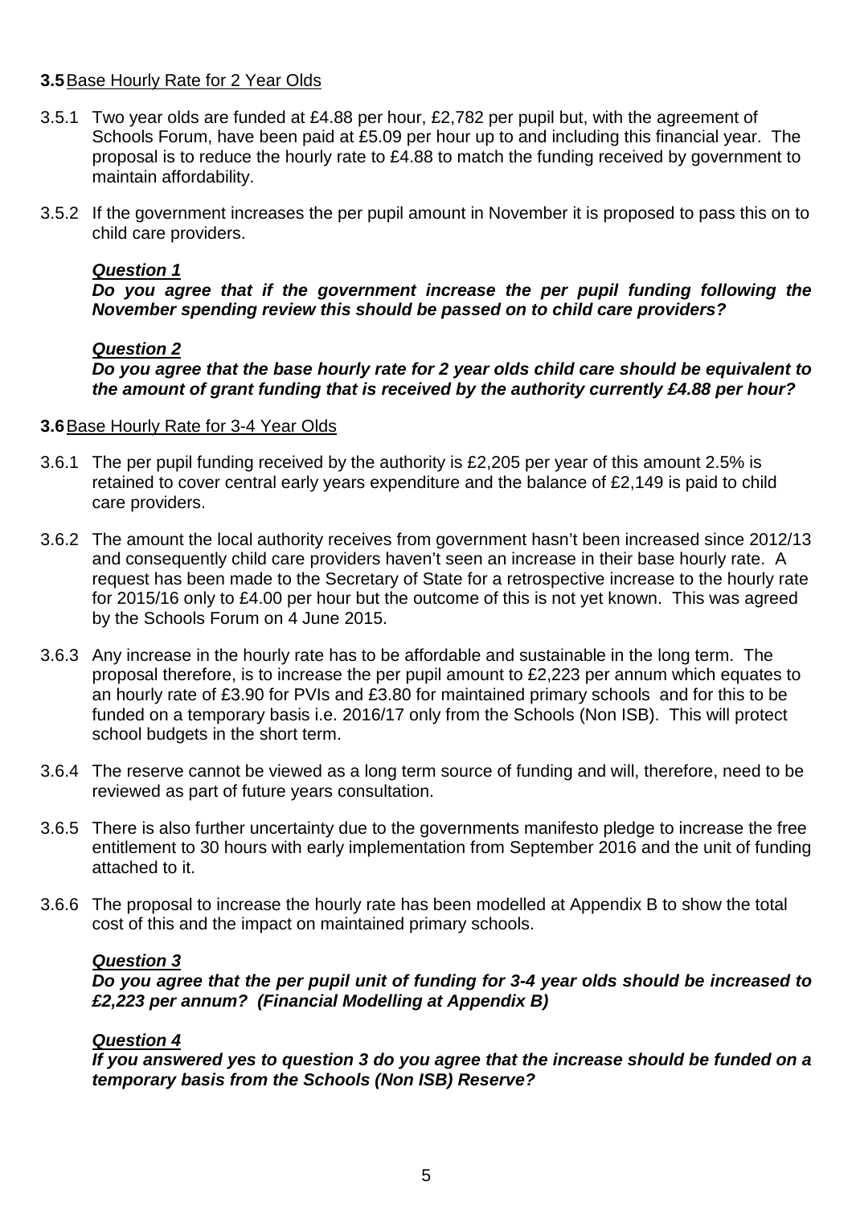**3.5** Base Hourly Rate for 2 Year Olds

3.5.1 Two year olds are funded at £4.88 per hour, £2,782 per pupil but, with the agreement of Schools Forum, have been paid at £5.09 per hour up to and including this financial year. The proposal is to reduce the hourly rate to £4.88 to match the funding received by government to maintain affordability.

3.5.2 If the government increases the per pupil amount in November it is proposed to pass this on to child care providers.

***Question 1***

***Do you agree that if the government increase the per pupil funding following the November spending review this should be passed on to child care providers?***

***Question 2***

***Do you agree that the base hourly rate for 2 year olds child care should be equivalent to the amount of grant funding that is received by the authority currently £4.88 per hour?***

**3.6** Base Hourly Rate for 3-4 Year Olds

3.6.1 The per pupil funding received by the authority is £2,205 per year of this amount 2.5% is retained to cover central early years expenditure and the balance of £2,149 is paid to child care providers.

3.6.2 The amount the local authority receives from government hasn't been increased since 2012/13 and consequently child care providers haven't seen an increase in their base hourly rate. A request has been made to the Secretary of State for a retrospective increase to the hourly rate for 2015/16 only to £4.00 per hour but the outcome of this is not yet known. This was agreed by the Schools Forum on 4 June 2015.

3.6.3 Any increase in the hourly rate has to be affordable and sustainable in the long term. The proposal therefore, is to increase the per pupil amount to £2,223 per annum which equates to an hourly rate of £3.90 for PVIs and £3.80 for maintained primary schools and for this to be funded on a temporary basis i.e. 2016/17 only from the Schools (Non ISB). This will protect school budgets in the short term.

3.6.4 The reserve cannot be viewed as a long term source of funding and will, therefore, need to be reviewed as part of future years consultation.

3.6.5 There is also further uncertainty due to the governments manifesto pledge to increase the free entitlement to 30 hours with early implementation from September 2016 and the unit of funding attached to it.

3.6.6 The proposal to increase the hourly rate has been modelled at Appendix B to show the total cost of this and the impact on maintained primary schools.

***Question 3***

***Do you agree that the per pupil unit of funding for 3-4 year olds should be increased to £2,223 per annum? (Financial Modelling at Appendix B)***

***Question 4***

***If you answered yes to question 3 do you agree that the increase should be funded on a temporary basis from the Schools (Non ISB) Reserve?***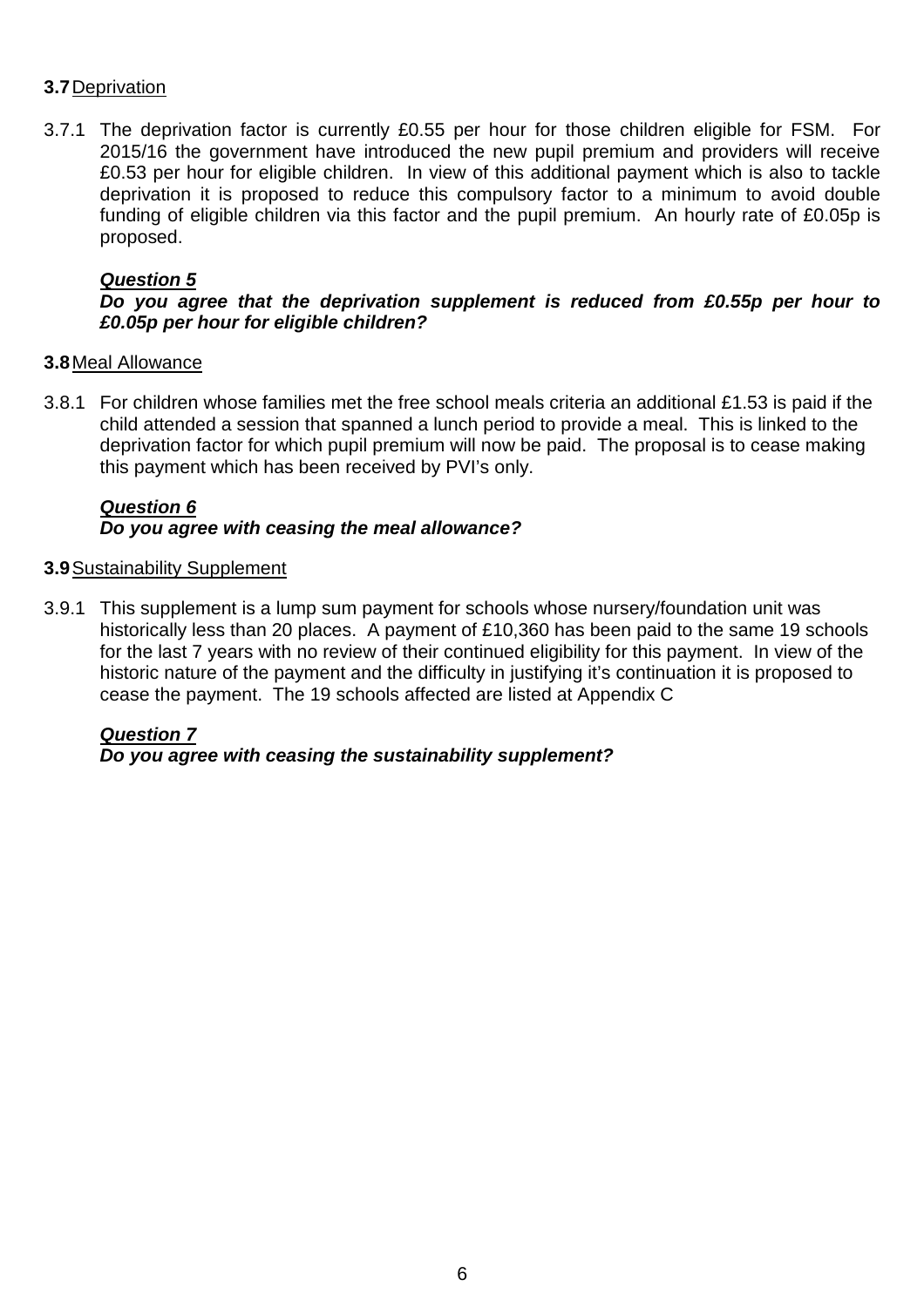**3.7** Deprivation

3.7.1 The deprivation factor is currently £0.55 per hour for those children eligible for FSM. For 2015/16 the government have introduced the new pupil premium and providers will receive £0.53 per hour for eligible children. In view of this additional payment which is also to tackle deprivation it is proposed to reduce this compulsory factor to a minimum to avoid double funding of eligible children via this factor and the pupil premium. An hourly rate of £0.05p is proposed.

***Question 5***
***Do you agree that the deprivation supplement is reduced from £0.55p per hour to £0.05p per hour for eligible children?***

**3.8** Meal Allowance

3.8.1 For children whose families met the free school meals criteria an additional £1.53 is paid if the child attended a session that spanned a lunch period to provide a meal. This is linked to the deprivation factor for which pupil premium will now be paid. The proposal is to cease making this payment which has been received by PVI's only.

***Question 6***
***Do you agree with ceasing the meal allowance?***

**3.9** Sustainability Supplement

3.9.1 This supplement is a lump sum payment for schools whose nursery/foundation unit was historically less than 20 places. A payment of £10,360 has been paid to the same 19 schools for the last 7 years with no review of their continued eligibility for this payment. In view of the historic nature of the payment and the difficulty in justifying it's continuation it is proposed to cease the payment. The 19 schools affected are listed at Appendix C

***Question 7***
***Do you agree with ceasing the sustainability supplement?***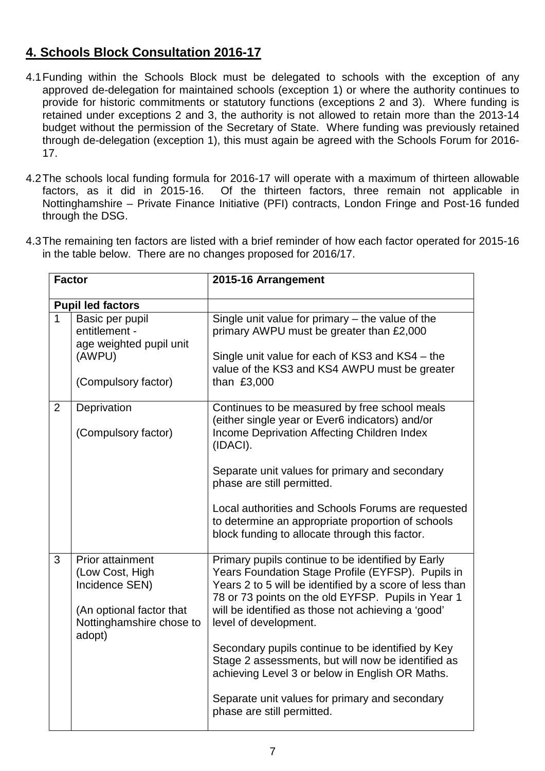## 4. Schools Block Consultation 2016-17

4.1 Funding within the Schools Block must be delegated to schools with the exception of any approved de-delegation for maintained schools (exception 1) or where the authority continues to provide for historic commitments or statutory functions (exceptions 2 and 3). Where funding is retained under exceptions 2 and 3, the authority is not allowed to retain more than the 2013-14 budget without the permission of the Secretary of State. Where funding was previously retained through de-delegation (exception 1), this must again be agreed with the Schools Forum for 2016-17.

4.2 The schools local funding formula for 2016-17 will operate with a maximum of thirteen allowable factors, as it did in 2015-16. Of the thirteen factors, three remain not applicable in Nottinghamshire – Private Finance Initiative (PFI) contracts, London Fringe and Post-16 funded through the DSG.

4.3 The remaining ten factors are listed with a brief reminder of how each factor operated for 2015-16 in the table below. There are no changes proposed for 2016/17.

| Factor | | 2015-16 Arrangement |
|---|---|---|
| **Pupil led factors** | | |
| 1 | Basic per pupil entitlement - age weighted pupil unit (AWPU)<br><br>(Compulsory factor) | Single unit value for primary – the value of the primary AWPU must be greater than £2,000<br><br>Single unit value for each of KS3 and KS4 – the value of the KS3 and KS4 AWPU must be greater than £3,000 |
| 2 | Deprivation<br><br>(Compulsory factor) | Continues to be measured by free school meals (either single year or Ever6 indicators) and/or Income Deprivation Affecting Children Index (IDACI).<br><br>Separate unit values for primary and secondary phase are still permitted.<br><br>Local authorities and Schools Forums are requested to determine an appropriate proportion of schools block funding to allocate through this factor. |
| 3 | Prior attainment (Low Cost, High Incidence SEN)<br><br>(An optional factor that Nottinghamshire chose to adopt) | Primary pupils continue to be identified by Early Years Foundation Stage Profile (EYFSP). Pupils in Years 2 to 5 will be identified by a score of less than 78 or 73 points on the old EYFSP. Pupils in Year 1 will be identified as those not achieving a 'good' level of development.<br><br>Secondary pupils continue to be identified by Key Stage 2 assessments, but will now be identified as achieving Level 3 or below in English OR Maths.<br><br>Separate unit values for primary and secondary phase are still permitted. |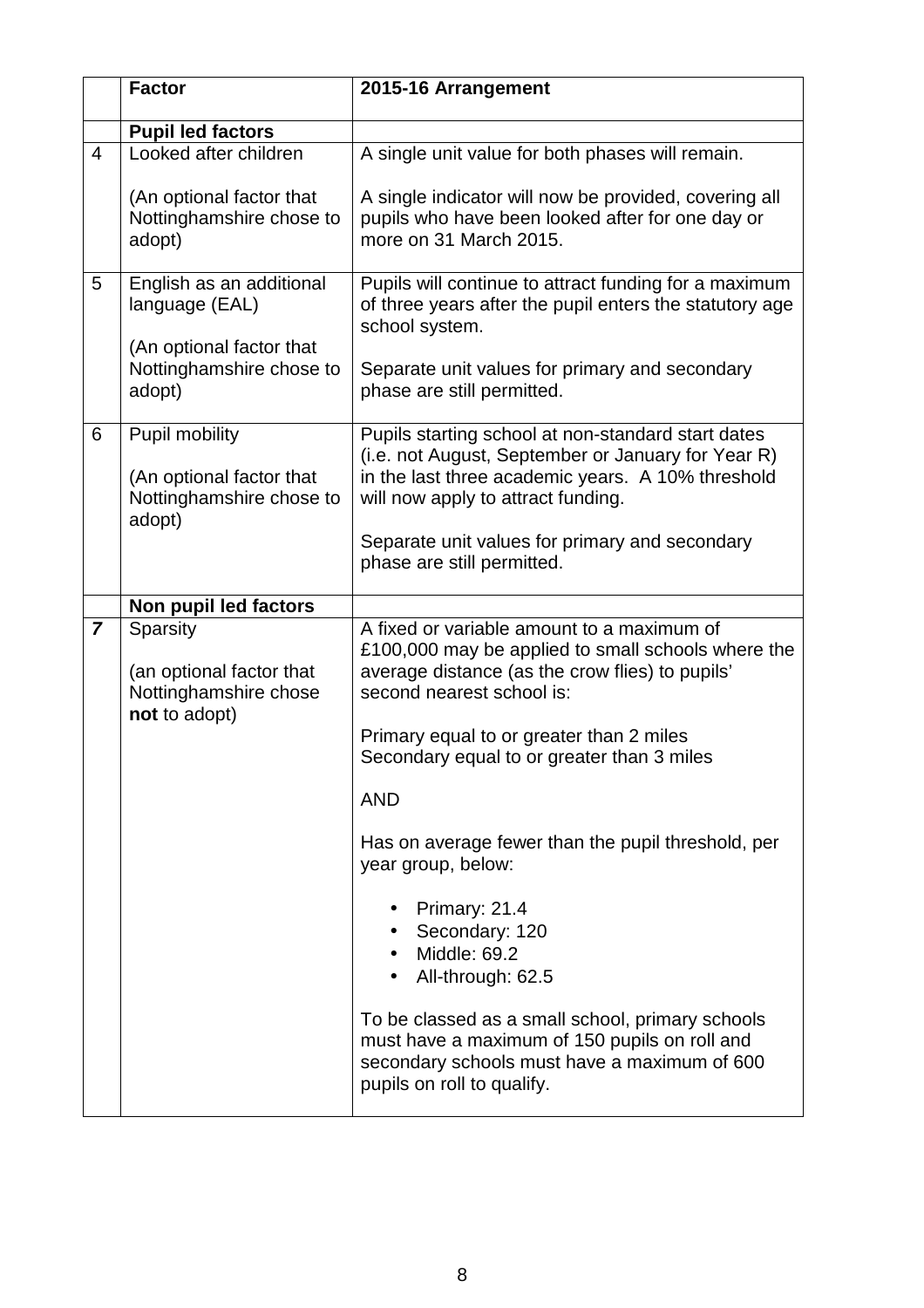| | Factor | 2015-16 Arrangement |
|---|---|---|
| | **Pupil led factors** | |
| 4 | Looked after children<br><br>(An optional factor that Nottinghamshire chose to adopt) | A single unit value for both phases will remain.<br><br>A single indicator will now be provided, covering all pupils who have been looked after for one day or more on 31 March 2015. |
| 5 | English as an additional language (EAL)<br><br>(An optional factor that Nottinghamshire chose to adopt) | Pupils will continue to attract funding for a maximum of three years after the pupil enters the statutory age school system.<br><br>Separate unit values for primary and secondary phase are still permitted. |
| 6 | Pupil mobility<br><br>(An optional factor that Nottinghamshire chose to adopt) | Pupils starting school at non-standard start dates (i.e. not August, September or January for Year R) in the last three academic years. A 10% threshold will now apply to attract funding.<br><br>Separate unit values for primary and secondary phase are still permitted. |
| | **Non pupil led factors** | |
| ***7*** | Sparsity<br><br>(an optional factor that Nottinghamshire chose **not** to adopt) | A fixed or variable amount to a maximum of £100,000 may be applied to small schools where the average distance (as the crow flies) to pupils' second nearest school is:<br><br>Primary equal to or greater than 2 miles<br>Secondary equal to or greater than 3 miles<br><br>AND<br><br>Has on average fewer than the pupil threshold, per year group, below:<br><br>• Primary: 21.4<br>• Secondary: 120<br>• Middle: 69.2<br>• All-through: 62.5<br><br>To be classed as a small school, primary schools must have a maximum of 150 pupils on roll and secondary schools must have a maximum of 600 pupils on roll to qualify. |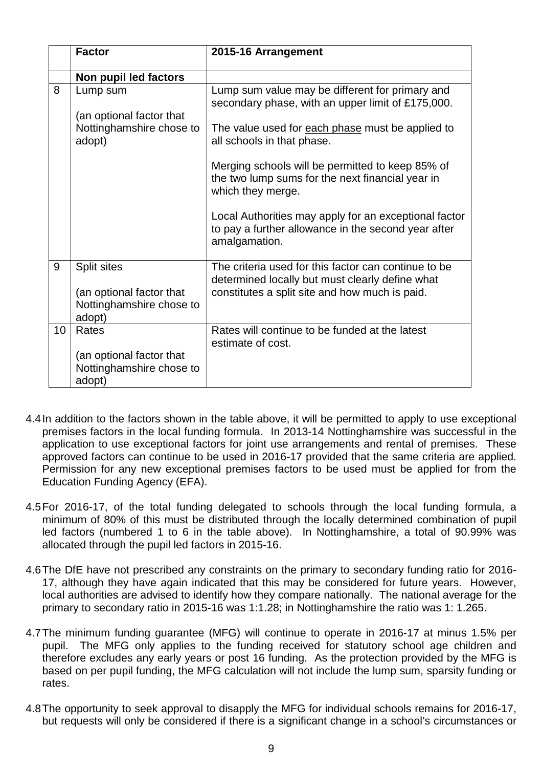| | Factor | 2015-16 Arrangement |
|---|---|---|
| | **Non pupil led factors** | |
| 8 | Lump sum<br><br>(an optional factor that Nottinghamshire chose to adopt) | Lump sum value may be different for primary and secondary phase, with an upper limit of £175,000.<br><br>The value used for <u>each phase</u> must be applied to all schools in that phase.<br><br>Merging schools will be permitted to keep 85% of the two lump sums for the next financial year in which they merge.<br><br>Local Authorities may apply for an exceptional factor to pay a further allowance in the second year after amalgamation. |
| 9 | Split sites<br><br>(an optional factor that Nottinghamshire chose to adopt) | The criteria used for this factor can continue to be determined locally but must clearly define what constitutes a split site and how much is paid. |
| 10 | Rates<br><br>(an optional factor that Nottinghamshire chose to adopt) | Rates will continue to be funded at the latest estimate of cost. |

4.4 In addition to the factors shown in the table above, it will be permitted to apply to use exceptional premises factors in the local funding formula. In 2013-14 Nottinghamshire was successful in the application to use exceptional factors for joint use arrangements and rental of premises. These approved factors can continue to be used in 2016-17 provided that the same criteria are applied. Permission for any new exceptional premises factors to be used must be applied for from the Education Funding Agency (EFA).

4.5 For 2016-17, of the total funding delegated to schools through the local funding formula, a minimum of 80% of this must be distributed through the locally determined combination of pupil led factors (numbered 1 to 6 in the table above). In Nottinghamshire, a total of 90.99% was allocated through the pupil led factors in 2015-16.

4.6 The DfE have not prescribed any constraints on the primary to secondary funding ratio for 2016-17, although they have again indicated that this may be considered for future years. However, local authorities are advised to identify how they compare nationally. The national average for the primary to secondary ratio in 2015-16 was 1:1.28; in Nottinghamshire the ratio was 1: 1.265.

4.7 The minimum funding guarantee (MFG) will continue to operate in 2016-17 at minus 1.5% per pupil. The MFG only applies to the funding received for statutory school age children and therefore excludes any early years or post 16 funding. As the protection provided by the MFG is based on per pupil funding, the MFG calculation will not include the lump sum, sparsity funding or rates.

4.8 The opportunity to seek approval to disapply the MFG for individual schools remains for 2016-17, but requests will only be considered if there is a significant change in a school's circumstances or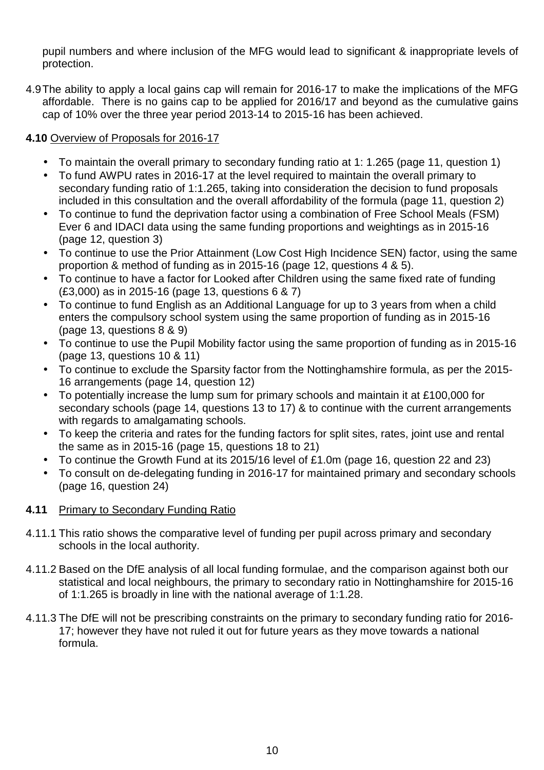pupil numbers and where inclusion of the MFG would lead to significant & inappropriate levels of protection.

4.9 The ability to apply a local gains cap will remain for 2016-17 to make the implications of the MFG affordable. There is no gains cap to be applied for 2016/17 and beyond as the cumulative gains cap of 10% over the three year period 2013-14 to 2015-16 has been achieved.

**4.10** Overview of Proposals for 2016-17

- To maintain the overall primary to secondary funding ratio at 1: 1.265 (page 11, question 1)
- To fund AWPU rates in 2016-17 at the level required to maintain the overall primary to secondary funding ratio of 1:1.265, taking into consideration the decision to fund proposals included in this consultation and the overall affordability of the formula (page 11, question 2)
- To continue to fund the deprivation factor using a combination of Free School Meals (FSM) Ever 6 and IDACI data using the same funding proportions and weightings as in 2015-16 (page 12, question 3)
- To continue to use the Prior Attainment (Low Cost High Incidence SEN) factor, using the same proportion & method of funding as in 2015-16 (page 12, questions 4 & 5).
- To continue to have a factor for Looked after Children using the same fixed rate of funding (£3,000) as in 2015-16 (page 13, questions 6 & 7)
- To continue to fund English as an Additional Language for up to 3 years from when a child enters the compulsory school system using the same proportion of funding as in 2015-16 (page 13, questions 8 & 9)
- To continue to use the Pupil Mobility factor using the same proportion of funding as in 2015-16 (page 13, questions 10 & 11)
- To continue to exclude the Sparsity factor from the Nottinghamshire formula, as per the 2015-16 arrangements (page 14, question 12)
- To potentially increase the lump sum for primary schools and maintain it at £100,000 for secondary schools (page 14, questions 13 to 17) & to continue with the current arrangements with regards to amalgamating schools.
- To keep the criteria and rates for the funding factors for split sites, rates, joint use and rental the same as in 2015-16 (page 15, questions 18 to 21)
- To continue the Growth Fund at its 2015/16 level of £1.0m (page 16, question 22 and 23)
- To consult on de-delegating funding in 2016-17 for maintained primary and secondary schools (page 16, question 24)

**4.11** Primary to Secondary Funding Ratio

4.11.1 This ratio shows the comparative level of funding per pupil across primary and secondary schools in the local authority.

4.11.2 Based on the DfE analysis of all local funding formulae, and the comparison against both our statistical and local neighbours, the primary to secondary ratio in Nottinghamshire for 2015-16 of 1:1.265 is broadly in line with the national average of 1:1.28.

4.11.3 The DfE will not be prescribing constraints on the primary to secondary funding ratio for 2016-17; however they have not ruled it out for future years as they move towards a national formula.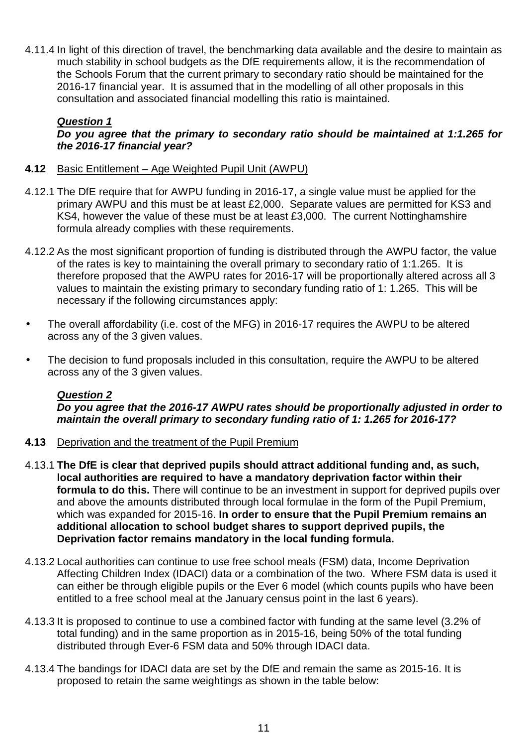4.11.4 In light of this direction of travel, the benchmarking data available and the desire to maintain as much stability in school budgets as the DfE requirements allow, it is the recommendation of the Schools Forum that the current primary to secondary ratio should be maintained for the 2016-17 financial year. It is assumed that in the modelling of all other proposals in this consultation and associated financial modelling this ratio is maintained.

***Question 1***

***Do you agree that the primary to secondary ratio should be maintained at 1:1.265 for the 2016-17 financial year?***

**4.12** Basic Entitlement – Age Weighted Pupil Unit (AWPU)

4.12.1 The DfE require that for AWPU funding in 2016-17, a single value must be applied for the primary AWPU and this must be at least £2,000. Separate values are permitted for KS3 and KS4, however the value of these must be at least £3,000. The current Nottinghamshire formula already complies with these requirements.

4.12.2 As the most significant proportion of funding is distributed through the AWPU factor, the value of the rates is key to maintaining the overall primary to secondary ratio of 1:1.265. It is therefore proposed that the AWPU rates for 2016-17 will be proportionally altered across all 3 values to maintain the existing primary to secondary funding ratio of 1: 1.265. This will be necessary if the following circumstances apply:

- The overall affordability (i.e. cost of the MFG) in 2016-17 requires the AWPU to be altered across any of the 3 given values.
- The decision to fund proposals included in this consultation, require the AWPU to be altered across any of the 3 given values.

***Question 2***

***Do you agree that the 2016-17 AWPU rates should be proportionally adjusted in order to maintain the overall primary to secondary funding ratio of 1: 1.265 for 2016-17?***

**4.13** Deprivation and the treatment of the Pupil Premium

4.13.1 **The DfE is clear that deprived pupils should attract additional funding and, as such, local authorities are required to have a mandatory deprivation factor within their formula to do this.** There will continue to be an investment in support for deprived pupils over and above the amounts distributed through local formulae in the form of the Pupil Premium, which was expanded for 2015-16. **In order to ensure that the Pupil Premium remains an additional allocation to school budget shares to support deprived pupils, the Deprivation factor remains mandatory in the local funding formula.**

4.13.2 Local authorities can continue to use free school meals (FSM) data, Income Deprivation Affecting Children Index (IDACI) data or a combination of the two. Where FSM data is used it can either be through eligible pupils or the Ever 6 model (which counts pupils who have been entitled to a free school meal at the January census point in the last 6 years).

4.13.3 It is proposed to continue to use a combined factor with funding at the same level (3.2% of total funding) and in the same proportion as in 2015-16, being 50% of the total funding distributed through Ever-6 FSM data and 50% through IDACI data.

4.13.4 The bandings for IDACI data are set by the DfE and remain the same as 2015-16. It is proposed to retain the same weightings as shown in the table below: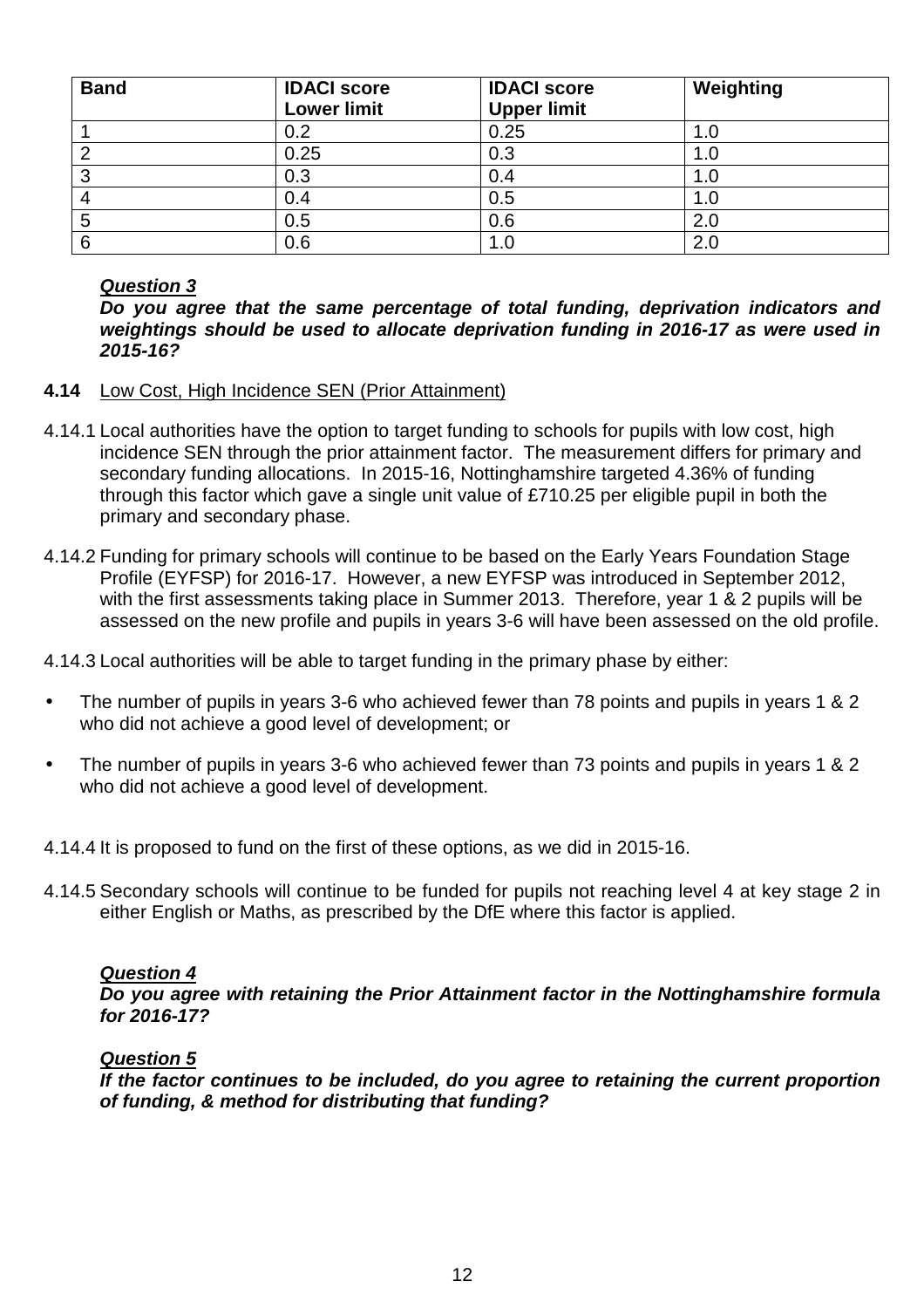| Band | IDACI score Lower limit | IDACI score Upper limit | Weighting |
| --- | --- | --- | --- |
| 1 | 0.2 | 0.25 | 1.0 |
| 2 | 0.25 | 0.3 | 1.0 |
| 3 | 0.3 | 0.4 | 1.0 |
| 4 | 0.4 | 0.5 | 1.0 |
| 5 | 0.5 | 0.6 | 2.0 |
| 6 | 0.6 | 1.0 | 2.0 |

***Question 3***
***Do you agree that the same percentage of total funding, deprivation indicators and weightings should be used to allocate deprivation funding in 2016-17 as were used in 2015-16?***

**4.14** Low Cost, High Incidence SEN (Prior Attainment)

4.14.1 Local authorities have the option to target funding to schools for pupils with low cost, high incidence SEN through the prior attainment factor. The measurement differs for primary and secondary funding allocations. In 2015-16, Nottinghamshire targeted 4.36% of funding through this factor which gave a single unit value of £710.25 per eligible pupil in both the primary and secondary phase.

4.14.2 Funding for primary schools will continue to be based on the Early Years Foundation Stage Profile (EYFSP) for 2016-17. However, a new EYFSP was introduced in September 2012, with the first assessments taking place in Summer 2013. Therefore, year 1 & 2 pupils will be assessed on the new profile and pupils in years 3-6 will have been assessed on the old profile.

4.14.3 Local authorities will be able to target funding in the primary phase by either:

- The number of pupils in years 3-6 who achieved fewer than 78 points and pupils in years 1 & 2 who did not achieve a good level of development; or
- The number of pupils in years 3-6 who achieved fewer than 73 points and pupils in years 1 & 2 who did not achieve a good level of development.

4.14.4 It is proposed to fund on the first of these options, as we did in 2015-16.

4.14.5 Secondary schools will continue to be funded for pupils not reaching level 4 at key stage 2 in either English or Maths, as prescribed by the DfE where this factor is applied.

***Question 4***
***Do you agree with retaining the Prior Attainment factor in the Nottinghamshire formula for 2016-17?***

***Question 5***
***If the factor continues to be included, do you agree to retaining the current proportion of funding, & method for distributing that funding?***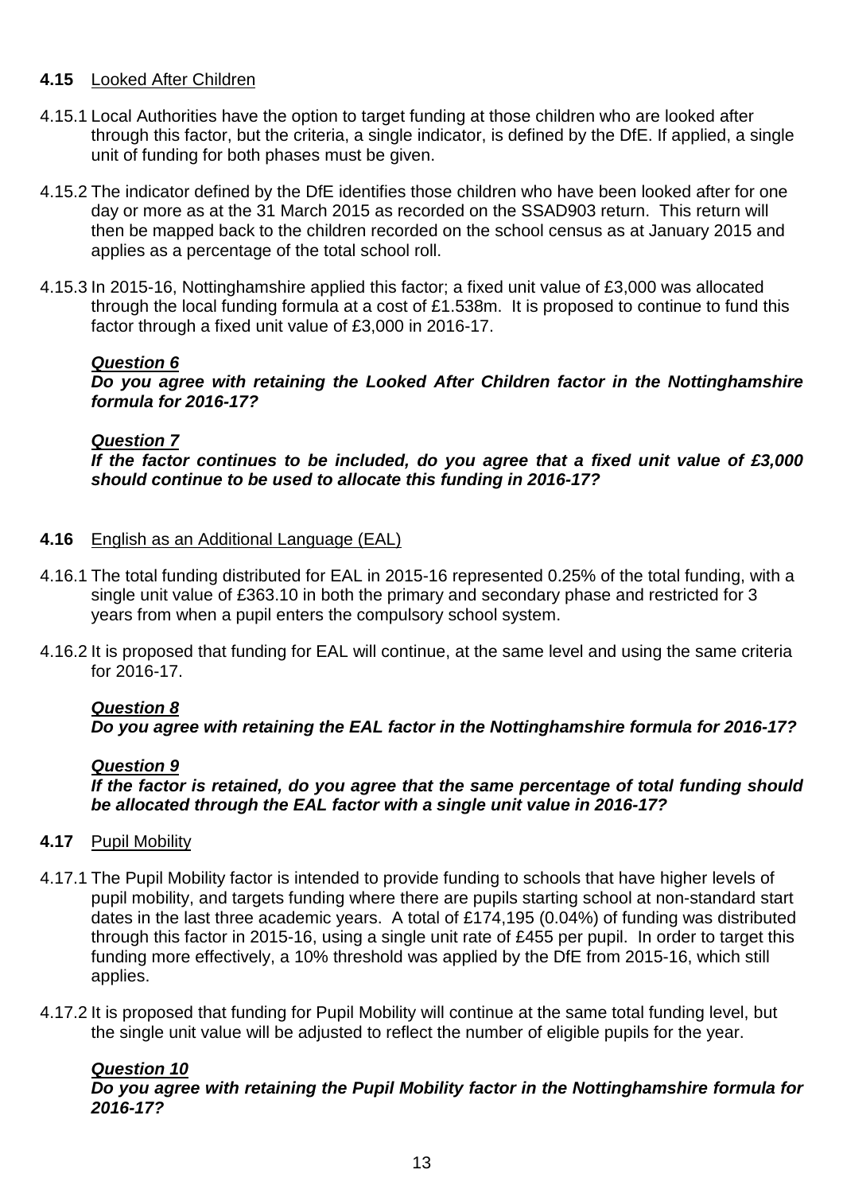**4.15** Looked After Children

4.15.1 Local Authorities have the option to target funding at those children who are looked after through this factor, but the criteria, a single indicator, is defined by the DfE. If applied, a single unit of funding for both phases must be given.

4.15.2 The indicator defined by the DfE identifies those children who have been looked after for one day or more as at the 31 March 2015 as recorded on the SSAD903 return. This return will then be mapped back to the children recorded on the school census as at January 2015 and applies as a percentage of the total school roll.

4.15.3 In 2015-16, Nottinghamshire applied this factor; a fixed unit value of £3,000 was allocated through the local funding formula at a cost of £1.538m. It is proposed to continue to fund this factor through a fixed unit value of £3,000 in 2016-17.

***Question 6***
***Do you agree with retaining the Looked After Children factor in the Nottinghamshire formula for 2016-17?***

***Question 7***
***If the factor continues to be included, do you agree that a fixed unit value of £3,000 should continue to be used to allocate this funding in 2016-17?***

**4.16** English as an Additional Language (EAL)

4.16.1 The total funding distributed for EAL in 2015-16 represented 0.25% of the total funding, with a single unit value of £363.10 in both the primary and secondary phase and restricted for 3 years from when a pupil enters the compulsory school system.

4.16.2 It is proposed that funding for EAL will continue, at the same level and using the same criteria for 2016-17.

***Question 8***
***Do you agree with retaining the EAL factor in the Nottinghamshire formula for 2016-17?***

***Question 9***
***If the factor is retained, do you agree that the same percentage of total funding should be allocated through the EAL factor with a single unit value in 2016-17?***

**4.17** Pupil Mobility

4.17.1 The Pupil Mobility factor is intended to provide funding to schools that have higher levels of pupil mobility, and targets funding where there are pupils starting school at non-standard start dates in the last three academic years. A total of £174,195 (0.04%) of funding was distributed through this factor in 2015-16, using a single unit rate of £455 per pupil. In order to target this funding more effectively, a 10% threshold was applied by the DfE from 2015-16, which still applies.

4.17.2 It is proposed that funding for Pupil Mobility will continue at the same total funding level, but the single unit value will be adjusted to reflect the number of eligible pupils for the year.

***Question 10***
***Do you agree with retaining the Pupil Mobility factor in the Nottinghamshire formula for 2016-17?***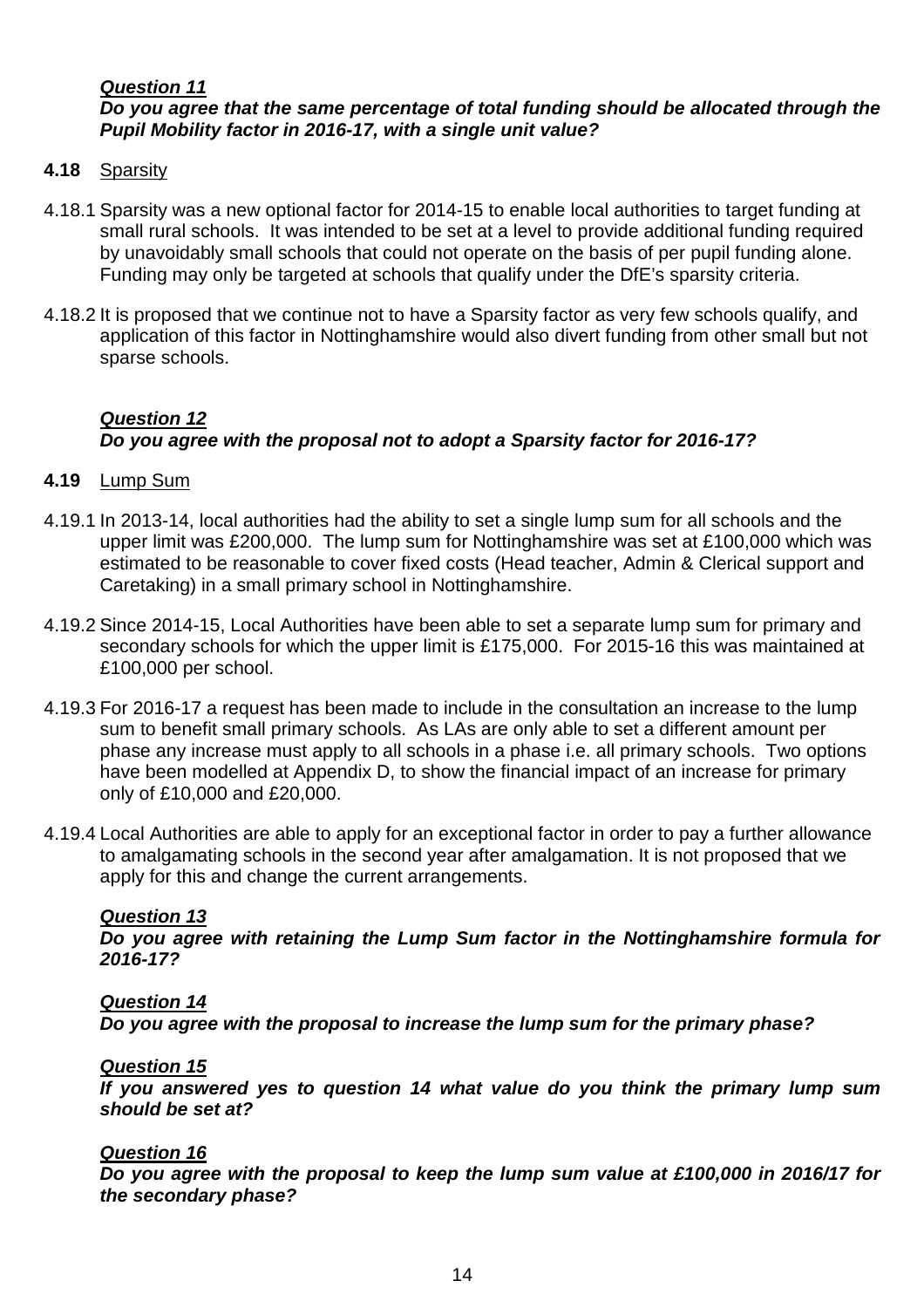***Question 11***
***Do you agree that the same percentage of total funding should be allocated through the Pupil Mobility factor in 2016-17, with a single unit value?***

**4.18** Sparsity

4.18.1 Sparsity was a new optional factor for 2014-15 to enable local authorities to target funding at small rural schools. It was intended to be set at a level to provide additional funding required by unavoidably small schools that could not operate on the basis of per pupil funding alone. Funding may only be targeted at schools that qualify under the DfE's sparsity criteria.

4.18.2 It is proposed that we continue not to have a Sparsity factor as very few schools qualify, and application of this factor in Nottinghamshire would also divert funding from other small but not sparse schools.

***Question 12***
***Do you agree with the proposal not to adopt a Sparsity factor for 2016-17?***

**4.19** Lump Sum

4.19.1 In 2013-14, local authorities had the ability to set a single lump sum for all schools and the upper limit was £200,000. The lump sum for Nottinghamshire was set at £100,000 which was estimated to be reasonable to cover fixed costs (Head teacher, Admin & Clerical support and Caretaking) in a small primary school in Nottinghamshire.

4.19.2 Since 2014-15, Local Authorities have been able to set a separate lump sum for primary and secondary schools for which the upper limit is £175,000. For 2015-16 this was maintained at £100,000 per school.

4.19.3 For 2016-17 a request has been made to include in the consultation an increase to the lump sum to benefit small primary schools. As LAs are only able to set a different amount per phase any increase must apply to all schools in a phase i.e. all primary schools. Two options have been modelled at Appendix D, to show the financial impact of an increase for primary only of £10,000 and £20,000.

4.19.4 Local Authorities are able to apply for an exceptional factor in order to pay a further allowance to amalgamating schools in the second year after amalgamation. It is not proposed that we apply for this and change the current arrangements.

***Question 13***
***Do you agree with retaining the Lump Sum factor in the Nottinghamshire formula for 2016-17?***

***Question 14***
***Do you agree with the proposal to increase the lump sum for the primary phase?***

***Question 15***
***If you answered yes to question 14 what value do you think the primary lump sum should be set at?***

***Question 16***
***Do you agree with the proposal to keep the lump sum value at £100,000 in 2016/17 for the secondary phase?***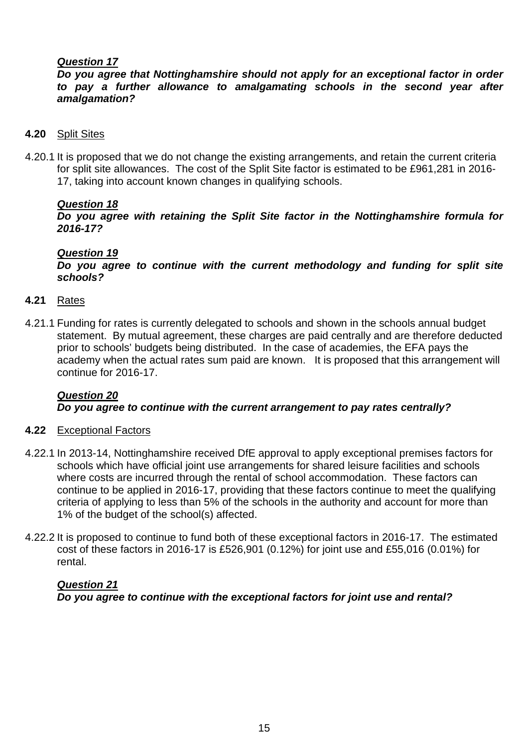***Question 17***
***Do you agree that Nottinghamshire should not apply for an exceptional factor in order to pay a further allowance to amalgamating schools in the second year after amalgamation?***

**4.20** Split Sites

4.20.1 It is proposed that we do not change the existing arrangements, and retain the current criteria for split site allowances. The cost of the Split Site factor is estimated to be £961,281 in 2016-17, taking into account known changes in qualifying schools.

***Question 18***
***Do you agree with retaining the Split Site factor in the Nottinghamshire formula for 2016-17?***

***Question 19***
***Do you agree to continue with the current methodology and funding for split site schools?***

**4.21** Rates

4.21.1 Funding for rates is currently delegated to schools and shown in the schools annual budget statement. By mutual agreement, these charges are paid centrally and are therefore deducted prior to schools' budgets being distributed. In the case of academies, the EFA pays the academy when the actual rates sum paid are known. It is proposed that this arrangement will continue for 2016-17.

***Question 20***
***Do you agree to continue with the current arrangement to pay rates centrally?***

**4.22** Exceptional Factors

4.22.1 In 2013-14, Nottinghamshire received DfE approval to apply exceptional premises factors for schools which have official joint use arrangements for shared leisure facilities and schools where costs are incurred through the rental of school accommodation. These factors can continue to be applied in 2016-17, providing that these factors continue to meet the qualifying criteria of applying to less than 5% of the schools in the authority and account for more than 1% of the budget of the school(s) affected.

4.22.2 It is proposed to continue to fund both of these exceptional factors in 2016-17. The estimated cost of these factors in 2016-17 is £526,901 (0.12%) for joint use and £55,016 (0.01%) for rental.

***Question 21***
***Do you agree to continue with the exceptional factors for joint use and rental?***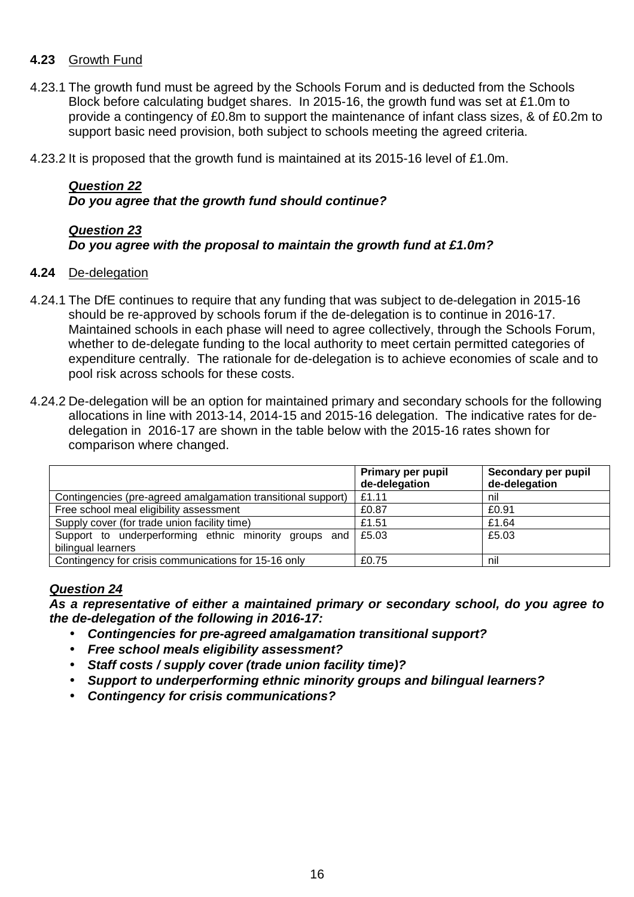**4.23** Growth Fund

4.23.1 The growth fund must be agreed by the Schools Forum and is deducted from the Schools Block before calculating budget shares. In 2015-16, the growth fund was set at £1.0m to provide a contingency of £0.8m to support the maintenance of infant class sizes, & of £0.2m to support basic need provision, both subject to schools meeting the agreed criteria.

4.23.2 It is proposed that the growth fund is maintained at its 2015-16 level of £1.0m.

***Question 22***
***Do you agree that the growth fund should continue?***

***Question 23***
***Do you agree with the proposal to maintain the growth fund at £1.0m?***

**4.24** De-delegation

4.24.1 The DfE continues to require that any funding that was subject to de-delegation in 2015-16 should be re-approved by schools forum if the de-delegation is to continue in 2016-17. Maintained schools in each phase will need to agree collectively, through the Schools Forum, whether to de-delegate funding to the local authority to meet certain permitted categories of expenditure centrally. The rationale for de-delegation is to achieve economies of scale and to pool risk across schools for these costs.

4.24.2 De-delegation will be an option for maintained primary and secondary schools for the following allocations in line with 2013-14, 2014-15 and 2015-16 delegation. The indicative rates for de-delegation in 2016-17 are shown in the table below with the 2015-16 rates shown for comparison where changed.

| | Primary per pupil de-delegation | Secondary per pupil de-delegation |
|---|---|---|
| Contingencies (pre-agreed amalgamation transitional support) | £1.11 | nil |
| Free school meal eligibility assessment | £0.87 | £0.91 |
| Supply cover (for trade union facility time) | £1.51 | £1.64 |
| Support to underperforming ethnic minority groups and bilingual learners | £5.03 | £5.03 |
| Contingency for crisis communications for 15-16 only | £0.75 | nil |

***Question 24***
***As a representative of either a maintained primary or secondary school, do you agree to the de-delegation of the following in 2016-17:***

- ***Contingencies for pre-agreed amalgamation transitional support?***
- ***Free school meals eligibility assessment?***
- ***Staff costs / supply cover (trade union facility time)?***
- ***Support to underperforming ethnic minority groups and bilingual learners?***
- ***Contingency for crisis communications?***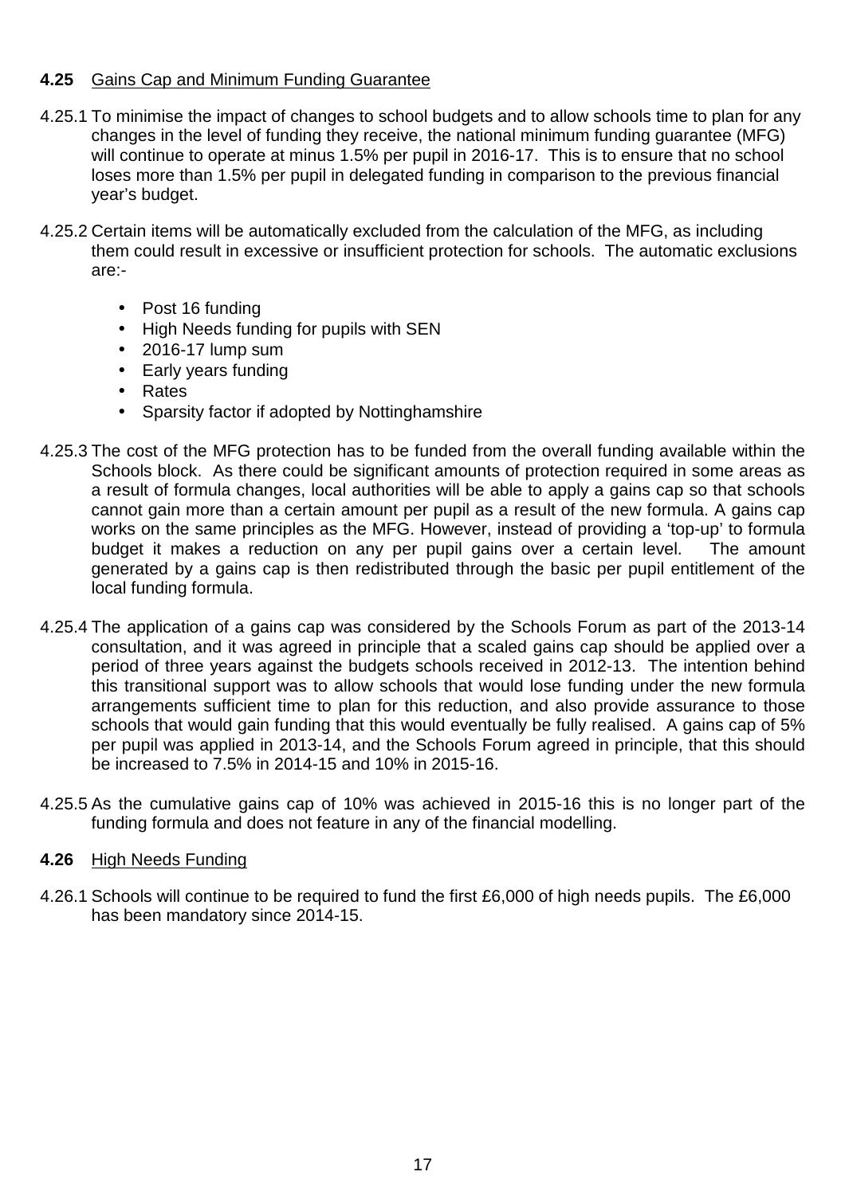**4.25** Gains Cap and Minimum Funding Guarantee

4.25.1 To minimise the impact of changes to school budgets and to allow schools time to plan for any changes in the level of funding they receive, the national minimum funding guarantee (MFG) will continue to operate at minus 1.5% per pupil in 2016-17. This is to ensure that no school loses more than 1.5% per pupil in delegated funding in comparison to the previous financial year's budget.

4.25.2 Certain items will be automatically excluded from the calculation of the MFG, as including them could result in excessive or insufficient protection for schools. The automatic exclusions are:-

- Post 16 funding
- High Needs funding for pupils with SEN
- 2016-17 lump sum
- Early years funding
- Rates
- Sparsity factor if adopted by Nottinghamshire

4.25.3 The cost of the MFG protection has to be funded from the overall funding available within the Schools block. As there could be significant amounts of protection required in some areas as a result of formula changes, local authorities will be able to apply a gains cap so that schools cannot gain more than a certain amount per pupil as a result of the new formula. A gains cap works on the same principles as the MFG. However, instead of providing a 'top-up' to formula budget it makes a reduction on any per pupil gains over a certain level. The amount generated by a gains cap is then redistributed through the basic per pupil entitlement of the local funding formula.

4.25.4 The application of a gains cap was considered by the Schools Forum as part of the 2013-14 consultation, and it was agreed in principle that a scaled gains cap should be applied over a period of three years against the budgets schools received in 2012-13. The intention behind this transitional support was to allow schools that would lose funding under the new formula arrangements sufficient time to plan for this reduction, and also provide assurance to those schools that would gain funding that this would eventually be fully realised. A gains cap of 5% per pupil was applied in 2013-14, and the Schools Forum agreed in principle, that this should be increased to 7.5% in 2014-15 and 10% in 2015-16.

4.25.5 As the cumulative gains cap of 10% was achieved in 2015-16 this is no longer part of the funding formula and does not feature in any of the financial modelling.

**4.26** High Needs Funding

4.26.1 Schools will continue to be required to fund the first £6,000 of high needs pupils. The £6,000 has been mandatory since 2014-15.